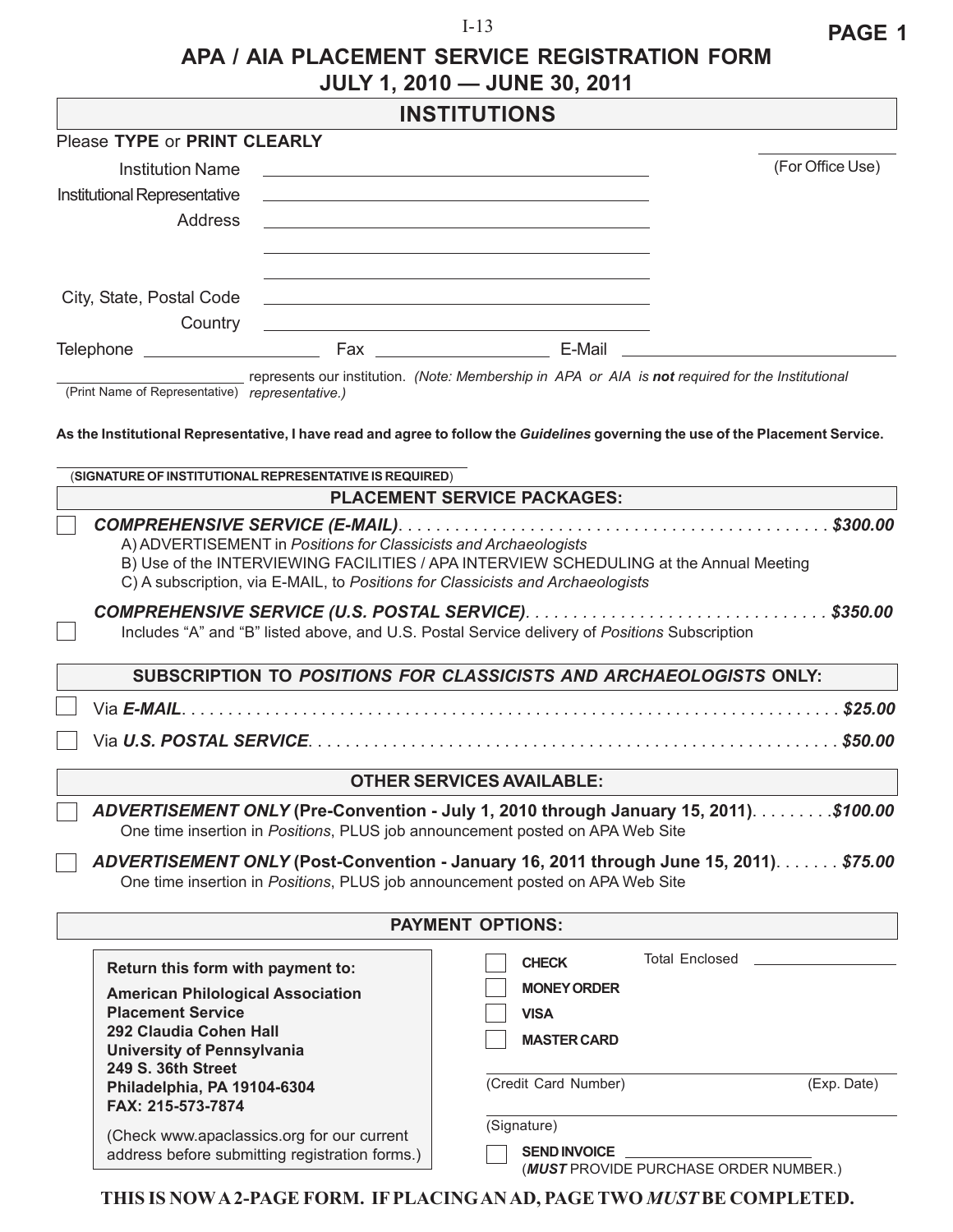# APA / AIA PLACEMENT SERVICE REGISTRATION FORM
## JULY 1, 2010 — JUNE 30, 2011

## INSTITUTIONS

Please **TYPE** or **PRINT CLEARLY**

(For Office Use)

Institution Name ______________________________

Institutional Representative ______________________________

Address ______________________________

______________________________

______________________________

City, State, Postal Code ______________________________

Country ______________________________

Telephone ____________ Fax ____________ E-Mail ____________

____________ represents our institution. *(Note: Membership in APA or AIA is **not** required for the Institutional representative.)*
(Print Name of Representative)

**As the Institutional Representative, I have read and agree to follow the *Guidelines* governing the use of the Placement Service.**

______________________________
(**SIGNATURE OF INSTITUTIONAL REPRESENTATIVE IS REQUIRED**)

## PLACEMENT SERVICE PACKAGES:

☐ ***COMPREHENSIVE SERVICE (E-MAIL)*** . . . . . . . . . . ***$300.00***
A) ADVERTISEMENT in *Positions for Classicists and Archaeologists*
B) Use of the INTERVIEWING FACILITIES / APA INTERVIEW SCHEDULING at the Annual Meeting
C) A subscription, via E-MAIL, to *Positions for Classicists and Archaeologists*

☐ ***COMPREHENSIVE SERVICE (U.S. POSTAL SERVICE)*** . . . . . . . . . . ***$350.00***
Includes “A” and “B” listed above, and U.S. Postal Service delivery of *Positions* Subscription

## SUBSCRIPTION TO *POSITIONS FOR CLASSICISTS AND ARCHAEOLOGISTS* ONLY:

☐ Via ***E-MAIL*** . . . . . . . . . . ***$25.00***

☐ Via ***U.S. POSTAL SERVICE*** . . . . . . . . . . ***$50.00***

## OTHER SERVICES AVAILABLE:

☐ ***ADVERTISEMENT ONLY* (Pre-Convention - July 1, 2010 through January 15, 2011)** . . . . . . . . . . ***$100.00***
One time insertion in *Positions*, PLUS job announcement posted on APA Web Site

☐ ***ADVERTISEMENT ONLY* (Post-Convention - January 16, 2011 through June 15, 2011)** . . . . . . . . . . ***$75.00***
One time insertion in *Positions*, PLUS job announcement posted on APA Web Site

## PAYMENT OPTIONS:

**Return this form with payment to:**

**American Philological Association**
**Placement Service**
**292 Claudia Cohen Hall**
**University of Pennsylvania**
**249 S. 36th Street**
**Philadelphia, PA 19104-6304**
**FAX: 215-573-7874**

(Check www.apaclassics.org for our current address before submitting registration forms.)

☐ **CHECK** Total Enclosed ____________

☐ **MONEY ORDER**

☐ **VISA**

☐ **MASTER CARD**

______________________________
(Credit Card Number) (Exp. Date)

______________________________
(Signature)

☐ **SEND INVOICE** ____________
(***MUST*** PROVIDE PURCHASE ORDER NUMBER.)

**THIS IS NOW A 2-PAGE FORM. IF PLACING AN AD, PAGE TWO *MUST* BE COMPLETED.**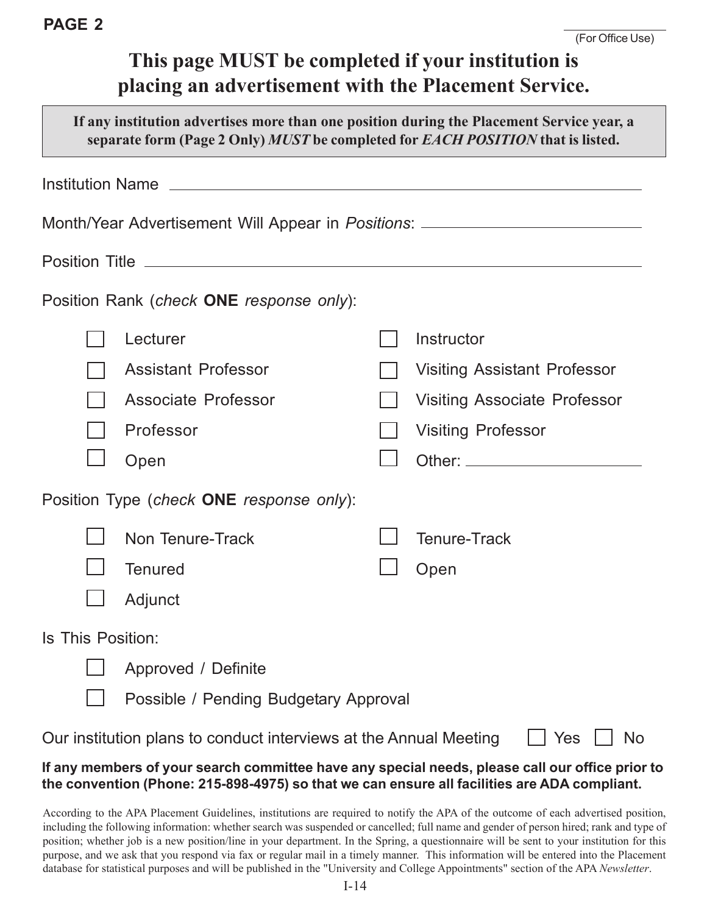**PAGE 2**

_______________
(For Office Use)

# This page MUST be completed if your institution is placing an advertisement with the Placement Service.

**If any institution advertises more than one position during the Placement Service year, a separate form (Page 2 Only) *MUST* be completed for *EACH POSITION* that is listed.**

Institution Name _______________________________________________

Month/Year Advertisement Will Appear in *Positions*: ___________________________

Position Title _______________________________________________

Position Rank (*check* **ONE** *response only*):

- ☐ Lecturer
- ☐ Assistant Professor
- ☐ Associate Professor
- ☐ Professor
- ☐ Open
- ☐ Instructor
- ☐ Visiting Assistant Professor
- ☐ Visiting Associate Professor
- ☐ Visiting Professor
- ☐ Other: _______________

Position Type (*check* **ONE** *response only*):

- ☐ Non Tenure-Track
- ☐ Tenured
- ☐ Adjunct
- ☐ Tenure-Track
- ☐ Open

Is This Position:

- ☐ Approved / Definite
- ☐ Possible / Pending Budgetary Approval

Our institution plans to conduct interviews at the Annual Meeting ☐ Yes ☐ No

**If any members of your search committee have any special needs, please call our office prior to the convention (Phone: 215-898-4975) so that we can ensure all facilities are ADA compliant.**

According to the APA Placement Guidelines, institutions are required to notify the APA of the outcome of each advertised position, including the following information: whether search was suspended or cancelled; full name and gender of person hired; rank and type of position; whether job is a new position/line in your department. In the Spring, a questionnaire will be sent to your institution for this purpose, and we ask that you respond via fax or regular mail in a timely manner. This information will be entered into the Placement database for statistical purposes and will be published in the "University and College Appointments" section of the APA *Newsletter*.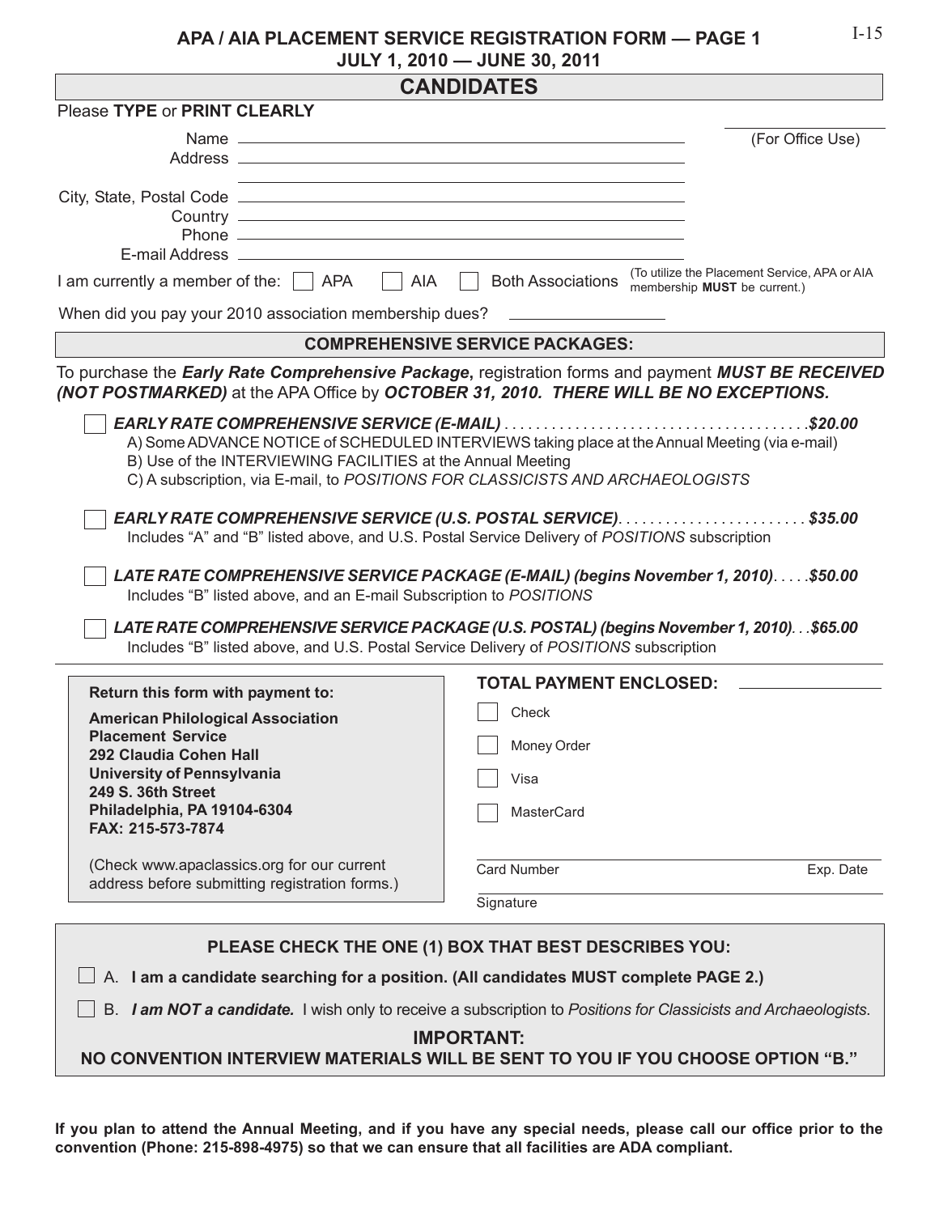## APA / AIA PLACEMENT SERVICE REGISTRATION FORM — PAGE 1
### JULY 1, 2010 — JUNE 30, 2011

## CANDIDATES

Please **TYPE** or **PRINT CLEARLY**

(For Office Use)

Name ______________________________

Address ______________________________

______________________________

City, State, Postal Code ______________________________

Country ______________________________

Phone ______________________________

E-mail Address ______________________________

I am currently a member of the: ☐ APA ☐ AIA ☐ Both Associations (To utilize the Placement Service, APA or AIA membership **MUST** be current.)

When did you pay your 2010 association membership dues? ______________

### COMPREHENSIVE SERVICE PACKAGES:

To purchase the ***Early Rate Comprehensive Package***, registration forms and payment ***MUST BE RECEIVED (NOT POSTMARKED)*** at the APA Office by ***OCTOBER 31, 2010. THERE WILL BE NO EXCEPTIONS.***

☐ ***EARLY RATE COMPREHENSIVE SERVICE (E-MAIL)*** . . . . . . . . . . . . . . . . . . . . . . . . . . . . . . . . . . . . . ***$20.00***
A) Some ADVANCE NOTICE of SCHEDULED INTERVIEWS taking place at the Annual Meeting (via e-mail)
B) Use of the INTERVIEWING FACILITIES at the Annual Meeting
C) A subscription, via E-mail, to *POSITIONS FOR CLASSICISTS AND ARCHAEOLOGISTS*

☐ ***EARLY RATE COMPREHENSIVE SERVICE (U.S. POSTAL SERVICE)*** . . . . . . . . . . . . . . . . . . . . . . . . ***$35.00***
Includes "A" and "B" listed above, and U.S. Postal Service Delivery of *POSITIONS* subscription

☐ ***LATE RATE COMPREHENSIVE SERVICE PACKAGE (E-MAIL) (begins November 1, 2010)*** . . . . . ***$50.00***
Includes "B" listed above, and an E-mail Subscription to *POSITIONS*

☐ ***LATE RATE COMPREHENSIVE SERVICE PACKAGE (U.S. POSTAL) (begins November 1, 2010)*** . . . ***$65.00***
Includes "B" listed above, and U.S. Postal Service Delivery of *POSITIONS* subscription

**Return this form with payment to:**

**American Philological Association**
**Placement Service**
**292 Claudia Cohen Hall**
**University of Pennsylvania**
**249 S. 36th Street**
**Philadelphia, PA 19104-6304**
**FAX: 215-573-7874**

(Check www.apaclassics.org for our current address before submitting registration forms.)

**TOTAL PAYMENT ENCLOSED:** ______________

☐ Check

☐ Money Order

☐ Visa

☐ MasterCard

Card Number ______________ Exp. Date ______________

Signature ______________

### PLEASE CHECK THE ONE (1) BOX THAT BEST DESCRIBES YOU:

☐ A. **I am a candidate searching for a position. (All candidates MUST complete PAGE 2.)**

☐ B. ***I am NOT a candidate.*** I wish only to receive a subscription to *Positions for Classicists and Archaeologists*.

**IMPORTANT:**
**NO CONVENTION INTERVIEW MATERIALS WILL BE SENT TO YOU IF YOU CHOOSE OPTION "B."**

**If you plan to attend the Annual Meeting, and if you have any special needs, please call our office prior to the convention (Phone: 215-898-4975) so that we can ensure that all facilities are ADA compliant.**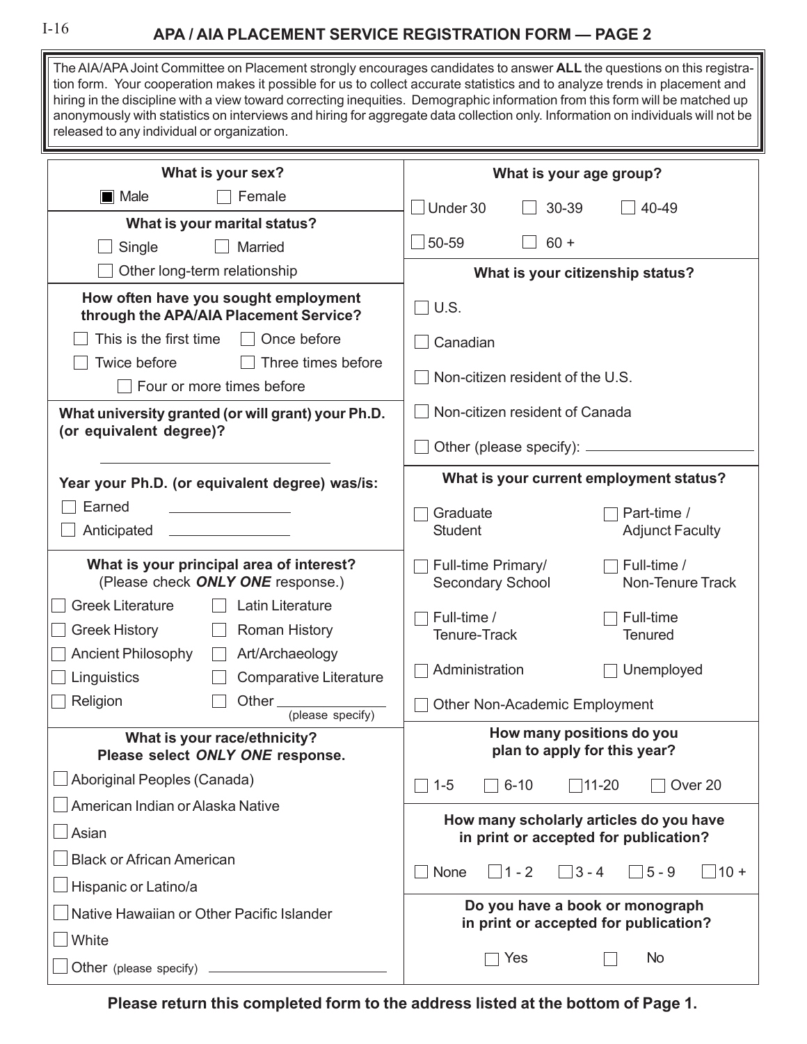## APA / AIA PLACEMENT SERVICE REGISTRATION FORM — PAGE 2

The AIA/APA Joint Committee on Placement strongly encourages candidates to answer **ALL** the questions on this registration form. Your cooperation makes it possible for us to collect accurate statistics and to analyze trends in placement and hiring in the discipline with a view toward correcting inequities. Demographic information from this form will be matched up anonymously with statistics on interviews and hiring for aggregate data collection only. Information on individuals will not be released to any individual or organization.

**What is your sex?**

- [x] Male
- [ ] Female

**What is your marital status?**

- [ ] Single
- [ ] Married
- [ ] Other long-term relationship

**How often have you sought employment through the APA/AIA Placement Service?**

- [ ] This is the first time
- [ ] Once before
- [ ] Twice before
- [ ] Three times before
- [ ] Four or more times before

**What university granted (or will grant) your Ph.D. (or equivalent degree)?**

\_\_\_\_\_\_\_\_\_\_\_\_\_\_\_\_\_\_\_\_

**Year your Ph.D. (or equivalent degree) was/is:**

- [ ] Earned \_\_\_\_\_\_\_\_\_\_
- [ ] Anticipated \_\_\_\_\_\_\_\_\_\_

**What is your principal area of interest?** (Please check ***ONLY ONE*** response.)

- [ ] Greek Literature
- [ ] Latin Literature
- [ ] Greek History
- [ ] Roman History
- [ ] Ancient Philosophy
- [ ] Art/Archaeology
- [ ] Linguistics
- [ ] Comparative Literature
- [ ] Religion
- [ ] Other \_\_\_\_\_\_\_\_\_\_ (please specify)

**What is your race/ethnicity? Please select *ONLY ONE* response.**

- [ ] Aboriginal Peoples (Canada)
- [ ] American Indian or Alaska Native
- [ ] Asian
- [ ] Black or African American
- [ ] Hispanic or Latino/a
- [ ] Native Hawaiian or Other Pacific Islander
- [ ] White
- [ ] Other (please specify) \_\_\_\_\_\_\_\_\_\_

**What is your age group?**

- [ ] Under 30
- [ ] 30-39
- [ ] 40-49
- [ ] 50-59
- [ ] 60 +

**What is your citizenship status?**

- [ ] U.S.
- [ ] Canadian
- [ ] Non-citizen resident of the U.S.
- [ ] Non-citizen resident of Canada
- [ ] Other (please specify): \_\_\_\_\_\_\_\_\_\_

**What is your current employment status?**

- [ ] Graduate Student
- [ ] Part-time / Adjunct Faculty
- [ ] Full-time Primary/ Secondary School
- [ ] Full-time / Non-Tenure Track
- [ ] Full-time / Tenure-Track
- [ ] Full-time Tenured
- [ ] Administration
- [ ] Unemployed
- [ ] Other Non-Academic Employment

**How many positions do you plan to apply for this year?**

- [ ] 1-5
- [ ] 6-10
- [ ] 11-20
- [ ] Over 20

**How many scholarly articles do you have in print or accepted for publication?**

- [ ] None
- [ ] 1 - 2
- [ ] 3 - 4
- [ ] 5 - 9
- [ ] 10 +

**Do you have a book or monograph in print or accepted for publication?**

- [ ] Yes
- [ ] No

**Please return this completed form to the address listed at the bottom of Page 1.**